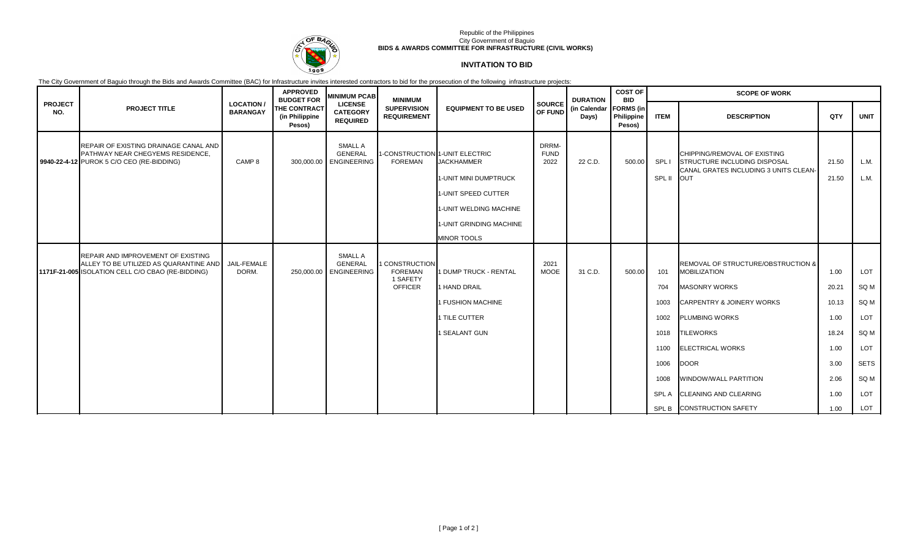Republic of the Philippines
City Government of Baguio
**BIDS & AWARDS COMMITTEE FOR INFRASTRUCTURE (CIVIL WORKS)**

## INVITATION TO BID

The City Government of Baguio through the Bids and Awards Committee (BAC) for Infrastructure invites interested contractors to bid for the prosecution of the following infrastructure projects:

| PROJECT NO. | PROJECT TITLE | LOCATION / BARANGAY | APPROVED BUDGET FOR THE CONTRACT (in Philippine Pesos) | MINIMUM PCAB LICENSE CATEGORY REQUIRED | MINIMUM SUPERVISION REQUIREMENT | EQUIPMENT TO BE USED | SOURCE OF FUND | DURATION (in Calendar Days) | COST OF BID FORMS (in Philippine Pesos) | SCOPE OF WORK | | | |
|---|---|---|---|---|---|---|---|---|---|---|---|---|---|
| | | | | | | | | | | ITEM | DESCRIPTION | QTY | UNIT |
| 9940-22-4-12 | REPAIR OF EXISTING DRAINAGE CANAL AND PATHWAY NEAR CHEGYEMS RESIDENCE, PUROK 5 C/O CEO (RE-BIDDING) | CAMP 8 | 300,000.00 | SMALL A GENERAL ENGINEERING | 1-CONSTRUCTION FOREMAN | 1-UNIT ELECTRIC JACKHAMMER | DRRM-FUND 2022 | 22 C.D. | 500.00 | SPL I | CHIPPING/REMOVAL OF EXISTING STRUCTURE INCLUDING DISPOSAL | 21.50 | L.M. |
| | | | | | | 1-UNIT MINI DUMPTRUCK | | | | SPL II | CANAL GRATES INCLUDING 3 UNITS CLEAN-OUT | 21.50 | L.M. |
| | | | | | | 1-UNIT SPEED CUTTER | | | | | | | |
| | | | | | | 1-UNIT WELDING MACHINE | | | | | | | |
| | | | | | | 1-UNIT GRINDING MACHINE | | | | | | | |
| | | | | | | MINOR TOOLS | | | | | | | |
| 1171F-21-005 | REPAIR AND IMPROVEMENT OF EXISTING ALLEY TO BE UTILIZED AS QUARANTINE AND ISOLATION CELL C/O CBAO (RE-BIDDING) | JAIL-FEMALE DORM. | 250,000.00 | SMALL A GENERAL ENGINEERING | 1 CONSTRUCTION FOREMAN 1 SAFETY OFFICER | 1 DUMP TRUCK - RENTAL | 2021 MOOE | 31 C.D. | 500.00 | 101 | REMOVAL OF STRUCTURE/OBSTRUCTION & MOBILIZATION | 1.00 | LOT |
| | | | | | | 1 HAND DRAIL | | | | 704 | MASONRY WORKS | 20.21 | SQ M |
| | | | | | | 1 FUSHION MACHINE | | | | 1003 | CARPENTRY & JOINERY WORKS | 10.13 | SQ M |
| | | | | | | 1 TILE CUTTER | | | | 1002 | PLUMBING WORKS | 1.00 | LOT |
| | | | | | | 1 SEALANT GUN | | | | 1018 | TILEWORKS | 18.24 | SQ M |
| | | | | | | | | | | 1100 | ELECTRICAL WORKS | 1.00 | LOT |
| | | | | | | | | | | 1006 | DOOR | 3.00 | SETS |
| | | | | | | | | | | 1008 | WINDOW/WALL PARTITION | 2.06 | SQ M |
| | | | | | | | | | | SPL A | CLEANING AND CLEARING | 1.00 | LOT |
| | | | | | | | | | | SPL B | CONSTRUCTION SAFETY | 1.00 | LOT |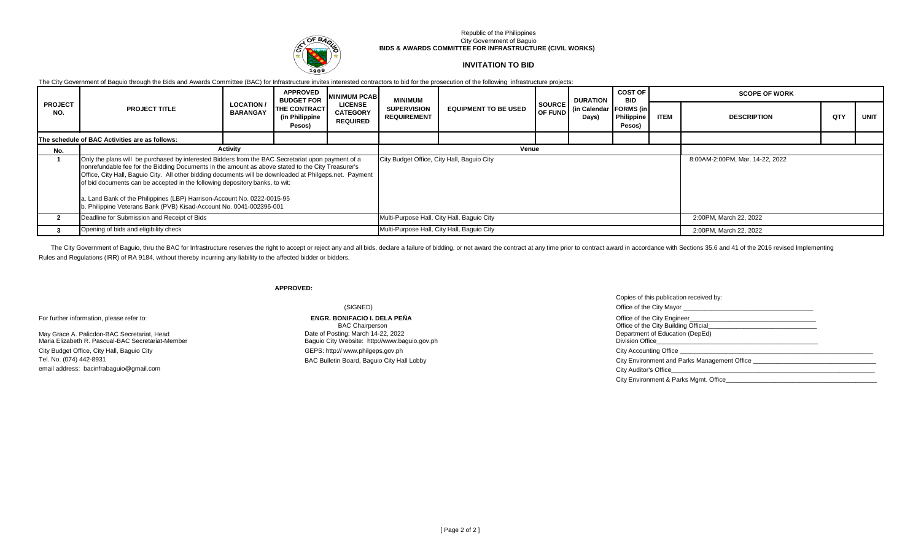Republic of the Philippines
City Government of Baguio
**BIDS & AWARDS COMMITTEE FOR INFRASTRUCTURE (CIVIL WORKS)**

## INVITATION TO BID

The City Government of Baguio through the Bids and Awards Committee (BAC) for Infrastructure invites interested contractors to bid for the prosecution of the following infrastructure projects:

| PROJECT NO. | PROJECT TITLE | LOCATION / BARANGAY | APPROVED BUDGET FOR THE CONTRACT (in Philippine Pesos) | MINIMUM PCAB LICENSE CATEGORY REQUIRED | MINIMUM SUPERVISION REQUIREMENT | EQUIPMENT TO BE USED | SOURCE OF FUND | DURATION (in Calendar Days) | COST OF BID FORMS (in Philippine Pesos) | SCOPE OF WORK - ITEM | SCOPE OF WORK - DESCRIPTION | SCOPE OF WORK - QTY | SCOPE OF WORK - UNIT |
|---|---|---|---|---|---|---|---|---|---|---|---|---|---|

**The schedule of BAC Activities are as follows:**

| No. | Activity | Venue | |
|---|---|---|---|
| 1 | Only the plans will be purchased by interested Bidders from the BAC Secretariat upon payment of a nonrefundable fee for the Bidding Documents in the amount as above stated to the City Treasurer's Office, City Hall, Baguio City. All other bidding documents will be downloaded at Philgeps.net. Payment of bid documents can be accepted in the following depository banks, to wit:<br><br>a. Land Bank of the Philippines (LBP) Harrison-Account No. 0222-0015-95<br>b. Philippine Veterans Bank (PVB) Kisad-Account No. 0041-002396-001 | City Budget Office, City Hall, Baguio City | 8:00AM-2:00PM, Mar. 14-22, 2022 |
| 2 | Deadline for Submission and Receipt of Bids | Multi-Purpose Hall, City Hall, Baguio City | 2:00PM, March 22, 2022 |
| 3 | Opening of bids and eligibility check | Multi-Purpose Hall, City Hall, Baguio City | 2:00PM, March 22, 2022 |

The City Government of Baguio, thru the BAC for Infrastructure reserves the right to accept or reject any and all bids, declare a failure of bidding, or not award the contract at any time prior to contract award in accordance with Sections 35.6 and 41 of the 2016 revised Implementing Rules and Regulations (IRR) of RA 9184, without thereby incurring any liability to the affected bidder or bidders.

**APPROVED:**

(SIGNED)

**ENGR. BONIFACIO I. DELA PEÑA**
BAC Chairperson
Date of Posting: March 14-22, 2022
Baguio City Website: http://www.baguio.gov.ph
GEPS: http:// www.philgeps.gov.ph
BAC Bulletin Board, Baguio City Hall Lobby

For further information, please refer to:

May Grace A. Palicdon-BAC Secretariat, Head
Maria Elizabeth R. Pascual-BAC Secretariat-Member
City Budget Office, City Hall, Baguio City
Tel. No. (074) 442-8931
email address: bacinfrabaguio@gmail.com

Copies of this publication received by:

Office of the City Mayor ______________________
Office of the City Engineer______________________
Office of the City Building Official______________________
Department of Education (DepEd)
Division Office______________________
City Accounting Office ______________________
City Environment and Parks Management Office ______________________
City Auditor's Office______________________
City Environment & Parks Mgmt. Office______________________